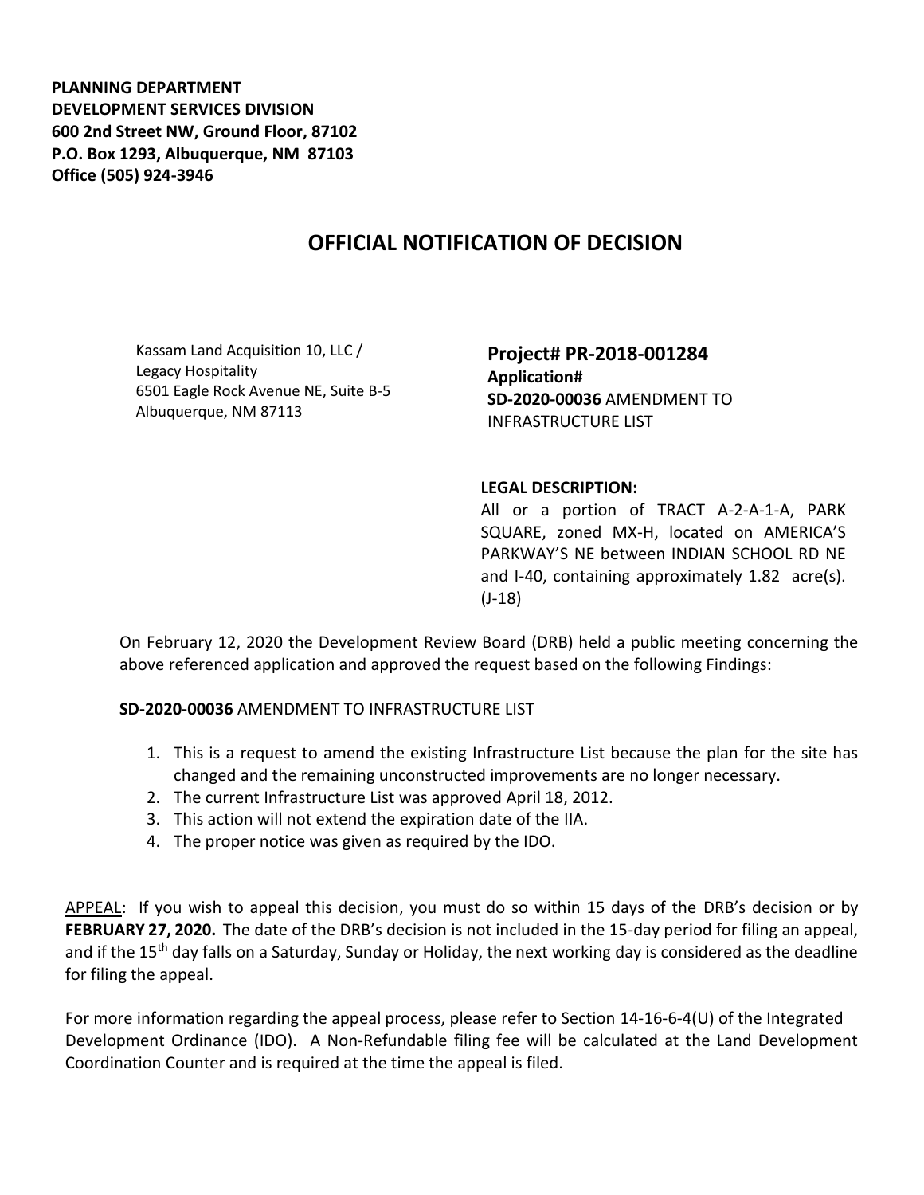**PLANNING DEPARTMENT**
**DEVELOPMENT SERVICES DIVISION**
**600 2nd Street NW, Ground Floor, 87102**
**P.O. Box 1293, Albuquerque, NM 87103**
**Office (505) 924-3946**

# OFFICIAL NOTIFICATION OF DECISION

Kassam Land Acquisition 10, LLC /
Legacy Hospitality
6501 Eagle Rock Avenue NE, Suite B-5
Albuquerque, NM 87113

**Project# PR-2018-001284**
**Application#**
**SD-2020-00036** AMENDMENT TO INFRASTRUCTURE LIST

**LEGAL DESCRIPTION:**
All or a portion of TRACT A-2-A-1-A, PARK SQUARE, zoned MX-H, located on AMERICA'S PARKWAY'S NE between INDIAN SCHOOL RD NE and I-40, containing approximately 1.82 acre(s). (J-18)

On February 12, 2020 the Development Review Board (DRB) held a public meeting concerning the above referenced application and approved the request based on the following Findings:

**SD-2020-00036** AMENDMENT TO INFRASTRUCTURE LIST

1. This is a request to amend the existing Infrastructure List because the plan for the site has changed and the remaining unconstructed improvements are no longer necessary.
2. The current Infrastructure List was approved April 18, 2012.
3. This action will not extend the expiration date of the IIA.
4. The proper notice was given as required by the IDO.

APPEAL: If you wish to appeal this decision, you must do so within 15 days of the DRB's decision or by **FEBRUARY 27, 2020.** The date of the DRB's decision is not included in the 15-day period for filing an appeal, and if the 15th day falls on a Saturday, Sunday or Holiday, the next working day is considered as the deadline for filing the appeal.

For more information regarding the appeal process, please refer to Section 14-16-6-4(U) of the Integrated Development Ordinance (IDO). A Non-Refundable filing fee will be calculated at the Land Development Coordination Counter and is required at the time the appeal is filed.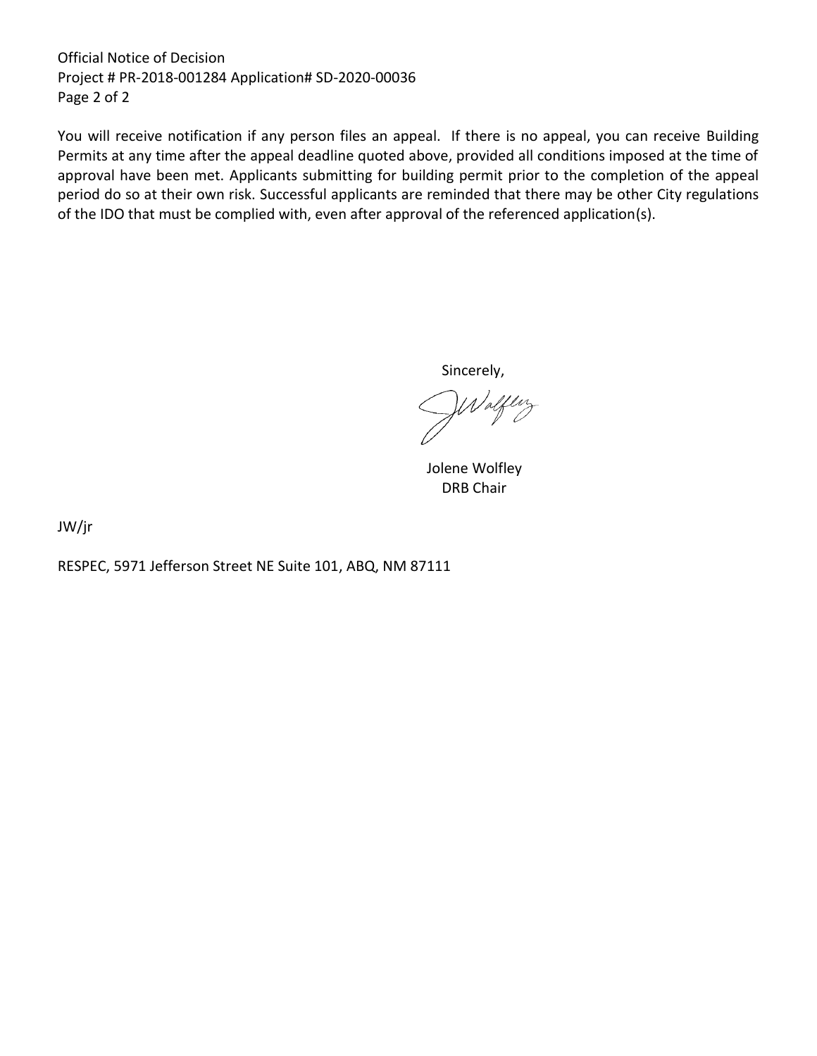You will receive notification if any person files an appeal. If there is no appeal, you can receive Building Permits at any time after the appeal deadline quoted above, provided all conditions imposed at the time of approval have been met. Applicants submitting for building permit prior to the completion of the appeal period do so at their own risk. Successful applicants are reminded that there may be other City regulations of the IDO that must be complied with, even after approval of the referenced application(s).

Sincerely,

Jolene Wolfley
DRB Chair

JW/jr

RESPEC, 5971 Jefferson Street NE Suite 101, ABQ, NM 87111